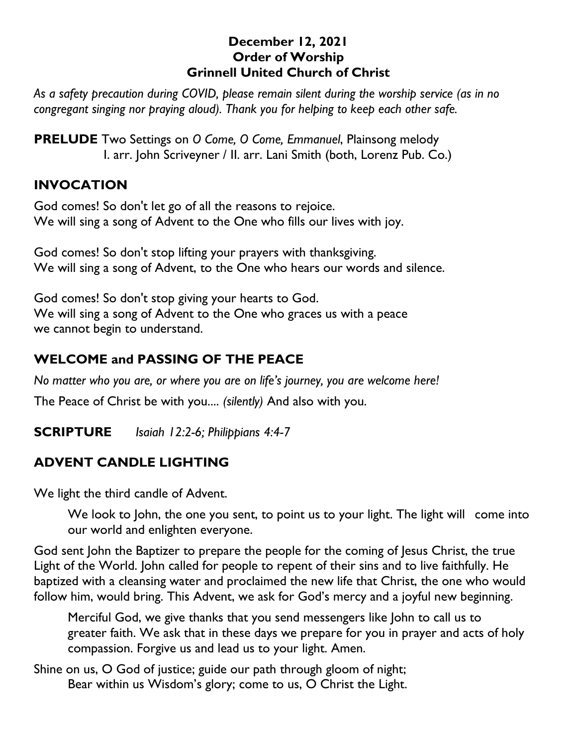**December 12, 2021**
**Order of Worship**
**Grinnell United Church of Christ**

*As a safety precaution during COVID, please remain silent during the worship service (as in no congregant singing nor praying aloud). Thank you for helping to keep each other safe.*

**PRELUDE** Two Settings on *O Come, O Come, Emmanuel*, Plainsong melody
I. arr. John Scriveyner / II. arr. Lani Smith (both, Lorenz Pub. Co.)

## INVOCATION

God comes! So don't let go of all the reasons to rejoice.
We will sing a song of Advent to the One who fills our lives with joy.

God comes! So don't stop lifting your prayers with thanksgiving.
We will sing a song of Advent, to the One who hears our words and silence.

God comes! So don't stop giving your hearts to God.
We will sing a song of Advent to the One who graces us with a peace we cannot begin to understand.

## WELCOME and PASSING OF THE PEACE

*No matter who you are, or where you are on life's journey, you are welcome here!*

The Peace of Christ be with you.... *(silently)* And also with you.

**SCRIPTURE** *Isaiah 12:2-6; Philippians 4:4-7*

## ADVENT CANDLE LIGHTING

We light the third candle of Advent.

> We look to John, the one you sent, to point us to your light. The light will come into our world and enlighten everyone.

God sent John the Baptizer to prepare the people for the coming of Jesus Christ, the true Light of the World. John called for people to repent of their sins and to live faithfully. He baptized with a cleansing water and proclaimed the new life that Christ, the one who would follow him, would bring. This Advent, we ask for God's mercy and a joyful new beginning.

> Merciful God, we give thanks that you send messengers like John to call us to greater faith. We ask that in these days we prepare for you in prayer and acts of holy compassion. Forgive us and lead us to your light. Amen.

Shine on us, O God of justice; guide our path through gloom of night;
Bear within us Wisdom's glory; come to us, O Christ the Light.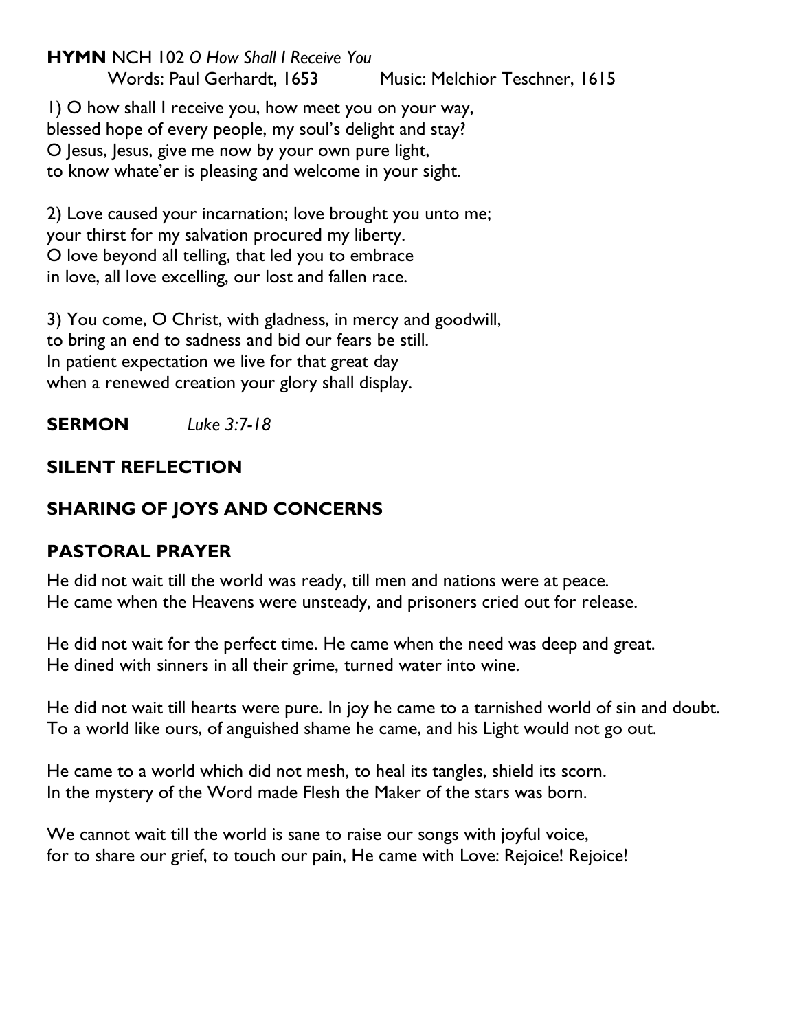**HYMN** NCH 102 *O How Shall I Receive You*
Words: Paul Gerhardt, 1653 Music: Melchior Teschner, 1615

1) O how shall I receive you, how meet you on your way,
blessed hope of every people, my soul's delight and stay?
O Jesus, Jesus, give me now by your own pure light,
to know whate'er is pleasing and welcome in your sight.

2) Love caused your incarnation; love brought you unto me;
your thirst for my salvation procured my liberty.
O love beyond all telling, that led you to embrace
in love, all love excelling, our lost and fallen race.

3) You come, O Christ, with gladness, in mercy and goodwill,
to bring an end to sadness and bid our fears be still.
In patient expectation we live for that great day
when a renewed creation your glory shall display.

**SERMON** *Luke 3:7-18*

## SILENT REFLECTION

## SHARING OF JOYS AND CONCERNS

## PASTORAL PRAYER

He did not wait till the world was ready, till men and nations were at peace.
He came when the Heavens were unsteady, and prisoners cried out for release.

He did not wait for the perfect time. He came when the need was deep and great.
He dined with sinners in all their grime, turned water into wine.

He did not wait till hearts were pure. In joy he came to a tarnished world of sin and doubt.
To a world like ours, of anguished shame he came, and his Light would not go out.

He came to a world which did not mesh, to heal its tangles, shield its scorn.
In the mystery of the Word made Flesh the Maker of the stars was born.

We cannot wait till the world is sane to raise our songs with joyful voice,
for to share our grief, to touch our pain, He came with Love: Rejoice! Rejoice!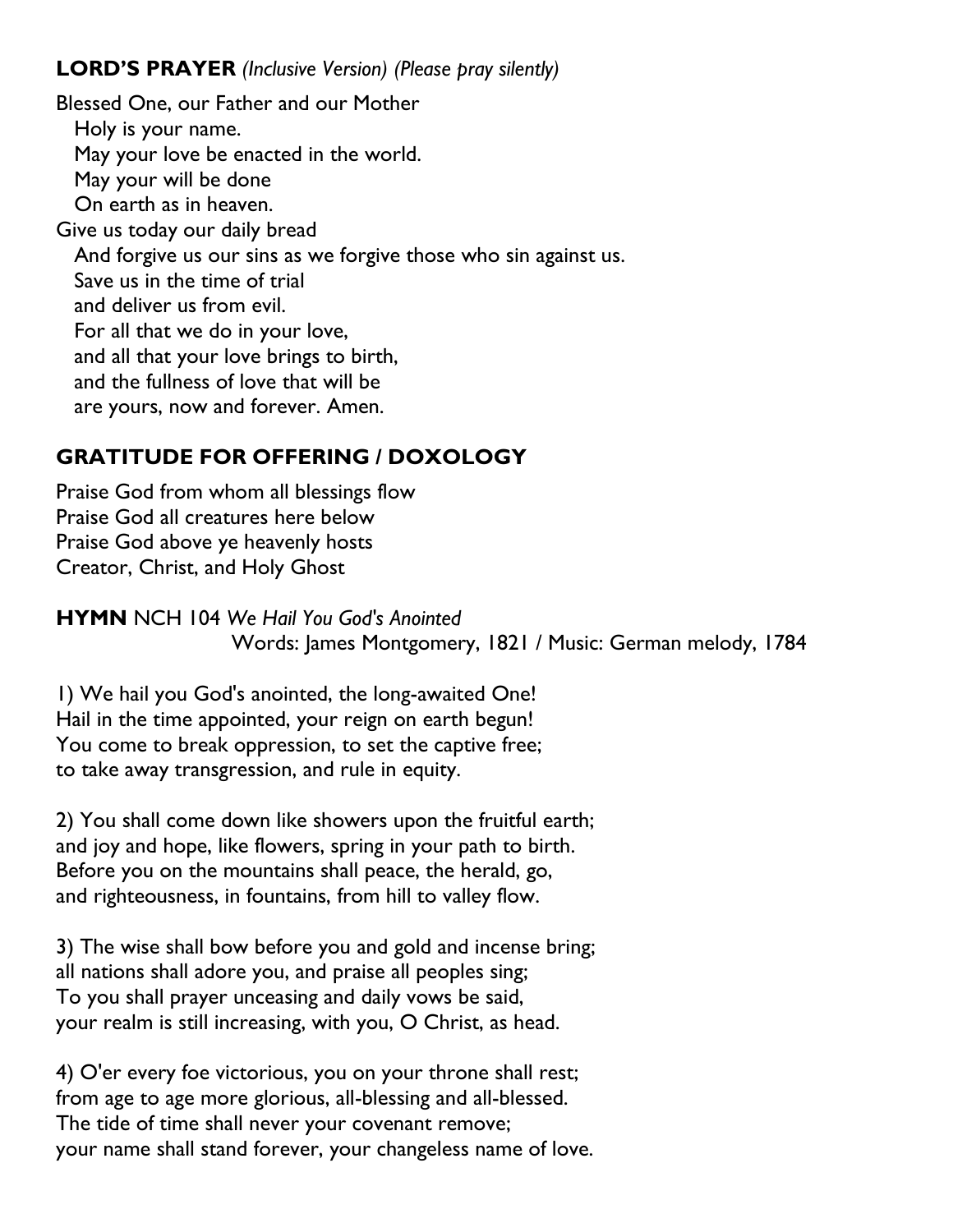**LORD'S PRAYER** *(Inclusive Version) (Please pray silently)*

Blessed One, our Father and our Mother
Holy is your name.
May your love be enacted in the world.
May your will be done
On earth as in heaven.
Give us today our daily bread
And forgive us our sins as we forgive those who sin against us.
Save us in the time of trial
and deliver us from evil.
For all that we do in your love,
and all that your love brings to birth,
and the fullness of love that will be
are yours, now and forever. Amen.

**GRATITUDE FOR OFFERING / DOXOLOGY**

Praise God from whom all blessings flow
Praise God all creatures here below
Praise God above ye heavenly hosts
Creator, Christ, and Holy Ghost

**HYMN** NCH 104 *We Hail You God's Anointed*
Words: James Montgomery, 1821 / Music: German melody, 1784

1) We hail you God's anointed, the long-awaited One!
Hail in the time appointed, your reign on earth begun!
You come to break oppression, to set the captive free;
to take away transgression, and rule in equity.

2) You shall come down like showers upon the fruitful earth;
and joy and hope, like flowers, spring in your path to birth.
Before you on the mountains shall peace, the herald, go,
and righteousness, in fountains, from hill to valley flow.

3) The wise shall bow before you and gold and incense bring;
all nations shall adore you, and praise all peoples sing;
To you shall prayer unceasing and daily vows be said,
your realm is still increasing, with you, O Christ, as head.

4) O'er every foe victorious, you on your throne shall rest;
from age to age more glorious, all-blessing and all-blessed.
The tide of time shall never your covenant remove;
your name shall stand forever, your changeless name of love.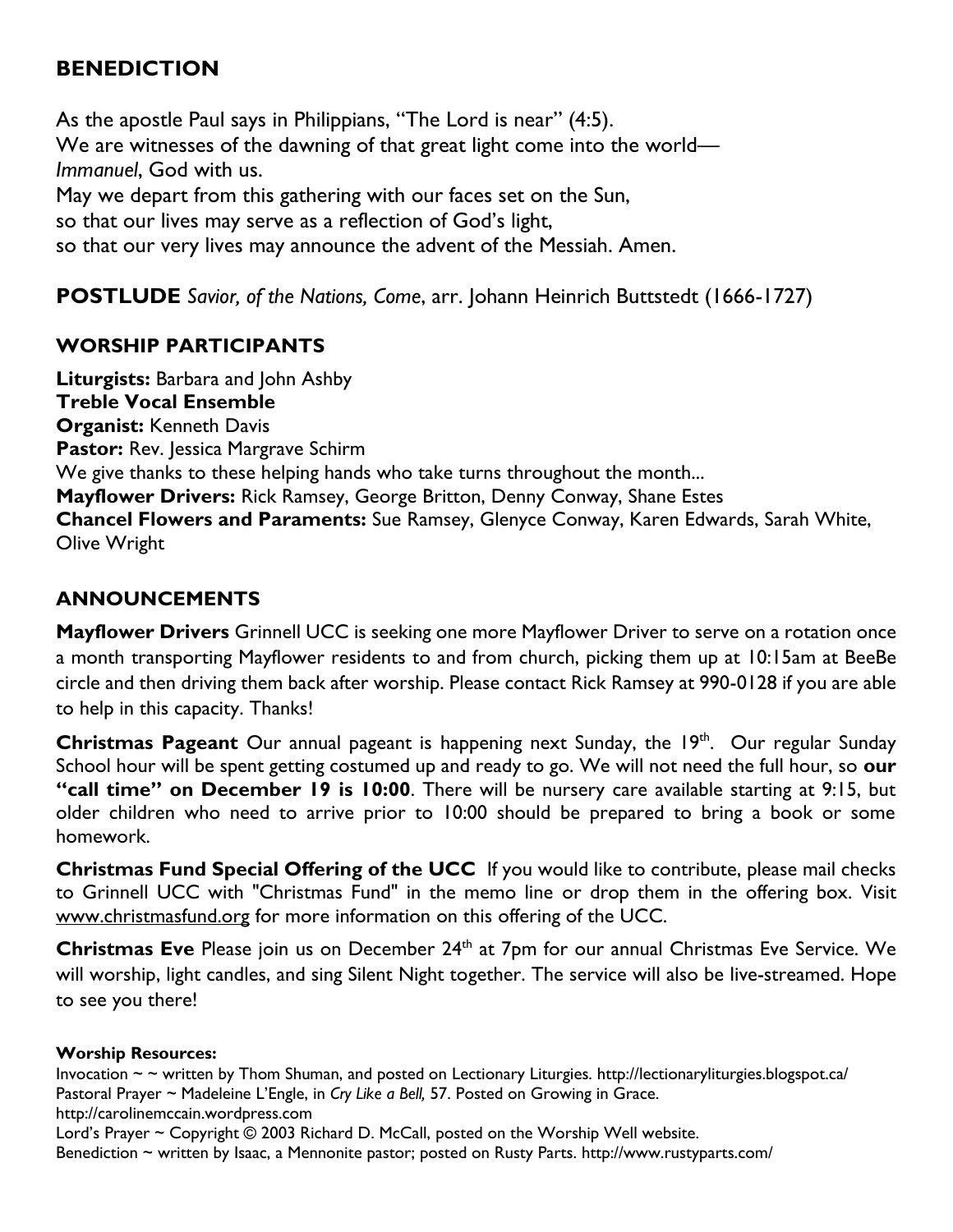## BENEDICTION

As the apostle Paul says in Philippians, "The Lord is near" (4:5).
We are witnesses of the dawning of that great light come into the world—
*Immanuel*, God with us.
May we depart from this gathering with our faces set on the Sun,
so that our lives may serve as a reflection of God's light,
so that our very lives may announce the advent of the Messiah. Amen.

**POSTLUDE** *Savior, of the Nations, Come*, arr. Johann Heinrich Buttstedt (1666-1727)

## WORSHIP PARTICIPANTS

**Liturgists:** Barbara and John Ashby
**Treble Vocal Ensemble**
**Organist:** Kenneth Davis
**Pastor:** Rev. Jessica Margrave Schirm
We give thanks to these helping hands who take turns throughout the month...
**Mayflower Drivers:** Rick Ramsey, George Britton, Denny Conway, Shane Estes
**Chancel Flowers and Paraments:** Sue Ramsey, Glenyce Conway, Karen Edwards, Sarah White, Olive Wright

## ANNOUNCEMENTS

**Mayflower Drivers** Grinnell UCC is seeking one more Mayflower Driver to serve on a rotation once a month transporting Mayflower residents to and from church, picking them up at 10:15am at BeeBe circle and then driving them back after worship. Please contact Rick Ramsey at 990-0128 if you are able to help in this capacity. Thanks!

**Christmas Pageant** Our annual pageant is happening next Sunday, the 19th. Our regular Sunday School hour will be spent getting costumed up and ready to go. We will not need the full hour, so **our "call time" on December 19 is 10:00**. There will be nursery care available starting at 9:15, but older children who need to arrive prior to 10:00 should be prepared to bring a book or some homework.

**Christmas Fund Special Offering of the UCC** If you would like to contribute, please mail checks to Grinnell UCC with "Christmas Fund" in the memo line or drop them in the offering box. Visit www.christmasfund.org for more information on this offering of the UCC.

**Christmas Eve** Please join us on December 24th at 7pm for our annual Christmas Eve Service. We will worship, light candles, and sing Silent Night together. The service will also be live-streamed. Hope to see you there!

**Worship Resources:**
Invocation ~ ~ written by Thom Shuman, and posted on Lectionary Liturgies. http://lectionaryliturgies.blogspot.ca/
Pastoral Prayer ~ Madeleine L'Engle, in *Cry Like a Bell,* 57. Posted on Growing in Grace. http://carolinemccain.wordpress.com
Lord's Prayer ~ Copyright © 2003 Richard D. McCall, posted on the Worship Well website.
Benediction ~ written by Isaac, a Mennonite pastor; posted on Rusty Parts. http://www.rustyparts.com/